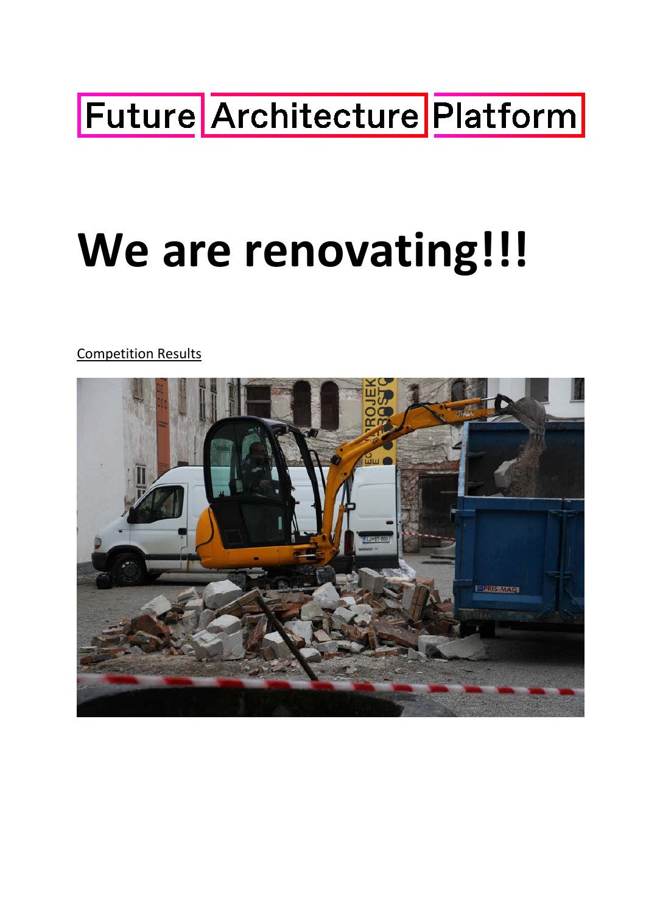Future Architecture Platform

# We are renovating!!!

Competition Results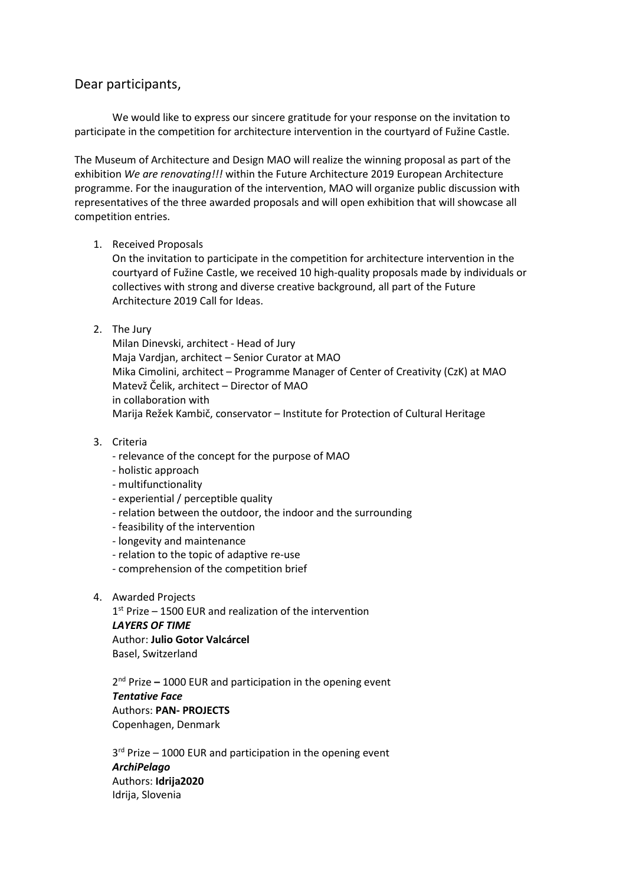Dear participants,

We would like to express our sincere gratitude for your response on the invitation to participate in the competition for architecture intervention in the courtyard of Fužine Castle.

The Museum of Architecture and Design MAO will realize the winning proposal as part of the exhibition *We are renovating!!!* within the Future Architecture 2019 European Architecture programme. For the inauguration of the intervention, MAO will organize public discussion with representatives of the three awarded proposals and will open exhibition that will showcase all competition entries.

1. Received Proposals

   On the invitation to participate in the competition for architecture intervention in the courtyard of Fužine Castle, we received 10 high-quality proposals made by individuals or collectives with strong and diverse creative background, all part of the Future Architecture 2019 Call for Ideas.

2. The Jury

   Milan Dinevski, architect - Head of Jury
   Maja Vardjan, architect – Senior Curator at MAO
   Mika Cimolini, architect – Programme Manager of Center of Creativity (CzK) at MAO
   Matevž Čelik, architect – Director of MAO
   in collaboration with
   Marija Režek Kambič, conservator – Institute for Protection of Cultural Heritage

3. Criteria

   - relevance of the concept for the purpose of MAO
   - holistic approach
   - multifunctionality
   - experiential / perceptible quality
   - relation between the outdoor, the indoor and the surrounding
   - feasibility of the intervention
   - longevity and maintenance
   - relation to the topic of adaptive re-use
   - comprehension of the competition brief

4. Awarded Projects

   1st Prize – 1500 EUR and realization of the intervention
   ***LAYERS OF TIME***
   Author: **Julio Gotor Valcárcel**
   Basel, Switzerland

   2nd Prize **–** 1000 EUR and participation in the opening event
   ***Tentative Face***
   Authors: **PAN- PROJECTS**
   Copenhagen, Denmark

   3rd Prize – 1000 EUR and participation in the opening event
   ***ArchiPelago***
   Authors: **Idrija2020**
   Idrija, Slovenia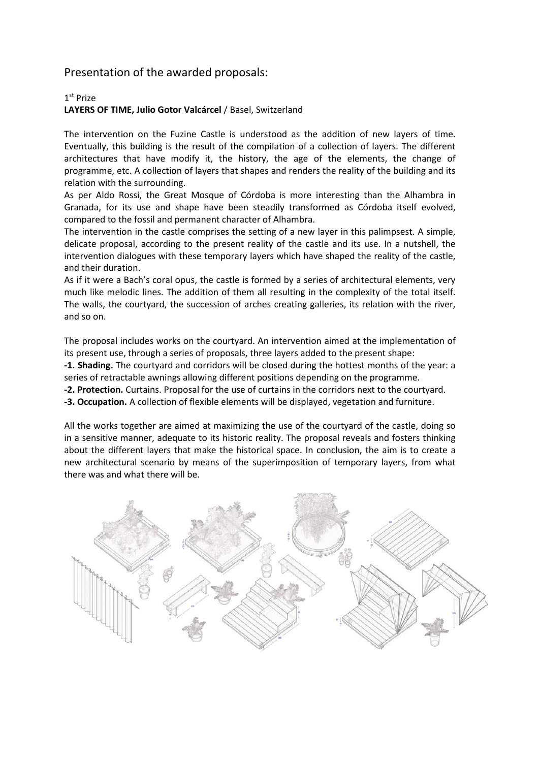## Presentation of the awarded proposals:

1st Prize

**LAYERS OF TIME, Julio Gotor Valcárcel** / Basel, Switzerland

The intervention on the Fuzine Castle is understood as the addition of new layers of time. Eventually, this building is the result of the compilation of a collection of layers. The different architectures that have modify it, the history, the age of the elements, the change of programme, etc. A collection of layers that shapes and renders the reality of the building and its relation with the surrounding.

As per Aldo Rossi, the Great Mosque of Córdoba is more interesting than the Alhambra in Granada, for its use and shape have been steadily transformed as Córdoba itself evolved, compared to the fossil and permanent character of Alhambra.

The intervention in the castle comprises the setting of a new layer in this palimpsest. A simple, delicate proposal, according to the present reality of the castle and its use. In a nutshell, the intervention dialogues with these temporary layers which have shaped the reality of the castle, and their duration.

As if it were a Bach's coral opus, the castle is formed by a series of architectural elements, very much like melodic lines. The addition of them all resulting in the complexity of the total itself. The walls, the courtyard, the succession of arches creating galleries, its relation with the river, and so on.

The proposal includes works on the courtyard. An intervention aimed at the implementation of its present use, through a series of proposals, three layers added to the present shape:

**-1. Shading.** The courtyard and corridors will be closed during the hottest months of the year: a series of retractable awnings allowing different positions depending on the programme.

**-2. Protection.** Curtains. Proposal for the use of curtains in the corridors next to the courtyard.

**-3. Occupation.** A collection of flexible elements will be displayed, vegetation and furniture.

All the works together are aimed at maximizing the use of the courtyard of the castle, doing so in a sensitive manner, adequate to its historic reality. The proposal reveals and fosters thinking about the different layers that make the historical space. In conclusion, the aim is to create a new architectural scenario by means of the superimposition of temporary layers, from what there was and what there will be.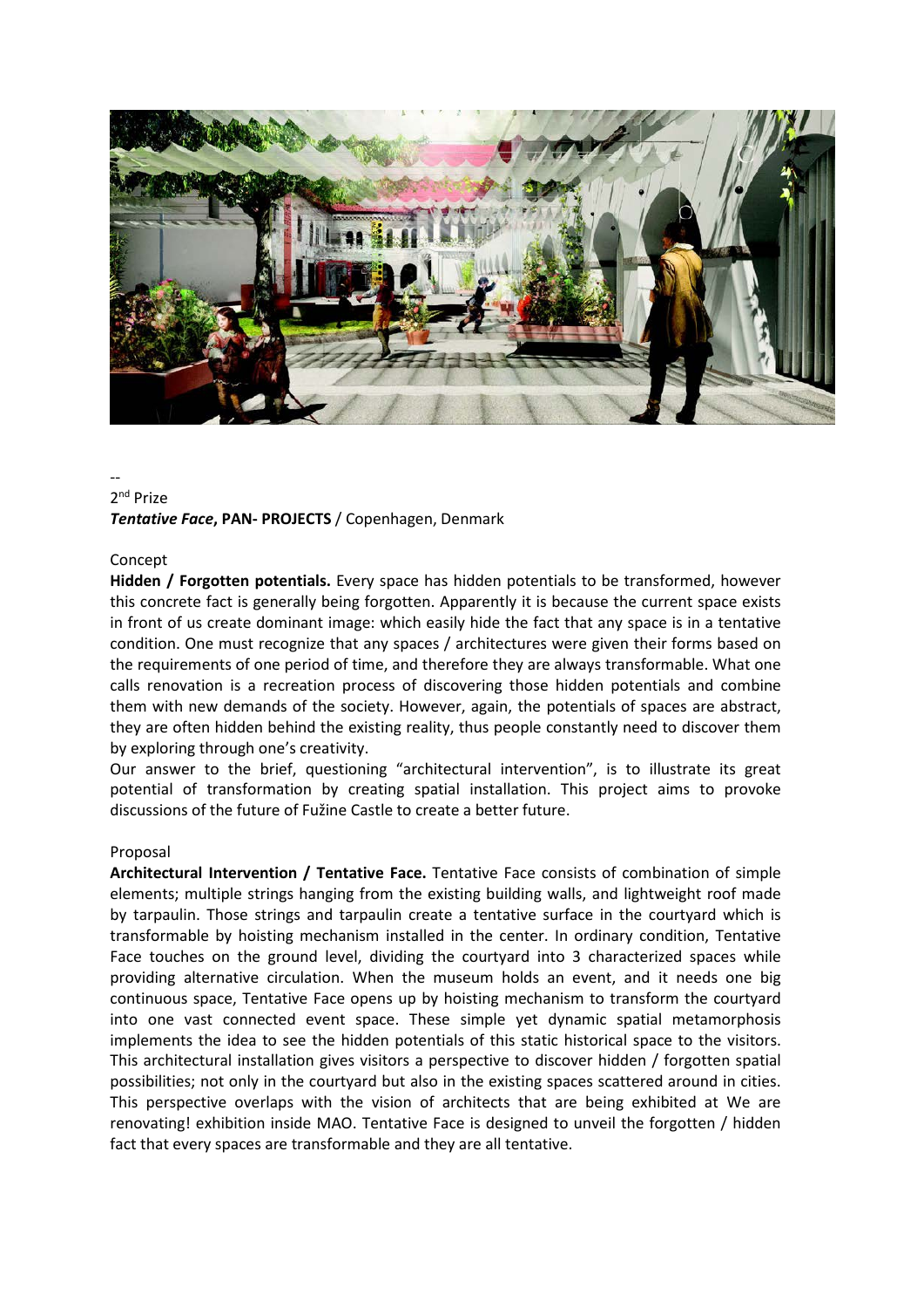--

2nd Prize

***Tentative Face*, PAN- PROJECTS** / Copenhagen, Denmark

Concept

**Hidden / Forgotten potentials.** Every space has hidden potentials to be transformed, however this concrete fact is generally being forgotten. Apparently it is because the current space exists in front of us create dominant image: which easily hide the fact that any space is in a tentative condition. One must recognize that any spaces / architectures were given their forms based on the requirements of one period of time, and therefore they are always transformable. What one calls renovation is a recreation process of discovering those hidden potentials and combine them with new demands of the society. However, again, the potentials of spaces are abstract, they are often hidden behind the existing reality, thus people constantly need to discover them by exploring through one's creativity.

Our answer to the brief, questioning "architectural intervention", is to illustrate its great potential of transformation by creating spatial installation. This project aims to provoke discussions of the future of Fužine Castle to create a better future.

Proposal

**Architectural Intervention / Tentative Face.** Tentative Face consists of combination of simple elements; multiple strings hanging from the existing building walls, and lightweight roof made by tarpaulin. Those strings and tarpaulin create a tentative surface in the courtyard which is transformable by hoisting mechanism installed in the center. In ordinary condition, Tentative Face touches on the ground level, dividing the courtyard into 3 characterized spaces while providing alternative circulation. When the museum holds an event, and it needs one big continuous space, Tentative Face opens up by hoisting mechanism to transform the courtyard into one vast connected event space. These simple yet dynamic spatial metamorphosis implements the idea to see the hidden potentials of this static historical space to the visitors. This architectural installation gives visitors a perspective to discover hidden / forgotten spatial possibilities; not only in the courtyard but also in the existing spaces scattered around in cities. This perspective overlaps with the vision of architects that are being exhibited at We are renovating! exhibition inside MAO. Tentative Face is designed to unveil the forgotten / hidden fact that every spaces are transformable and they are all tentative.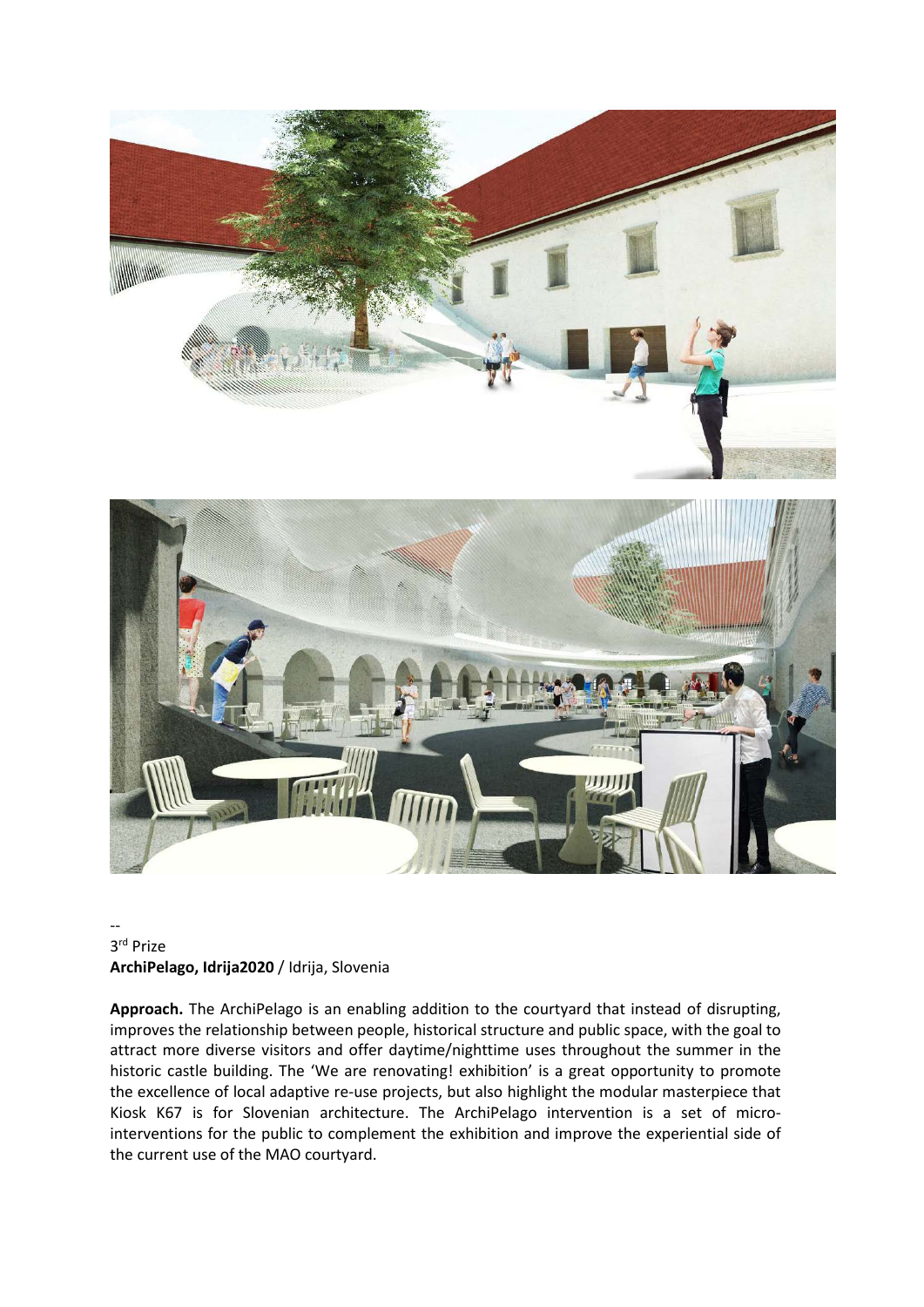--

3rd Prize

**ArchiPelago, Idrija2020** / Idrija, Slovenia

**Approach.** The ArchiPelago is an enabling addition to the courtyard that instead of disrupting, improves the relationship between people, historical structure and public space, with the goal to attract more diverse visitors and offer daytime/nighttime uses throughout the summer in the historic castle building. The 'We are renovating! exhibition' is a great opportunity to promote the excellence of local adaptive re-use projects, but also highlight the modular masterpiece that Kiosk K67 is for Slovenian architecture. The ArchiPelago intervention is a set of micro-interventions for the public to complement the exhibition and improve the experiential side of the current use of the MAO courtyard.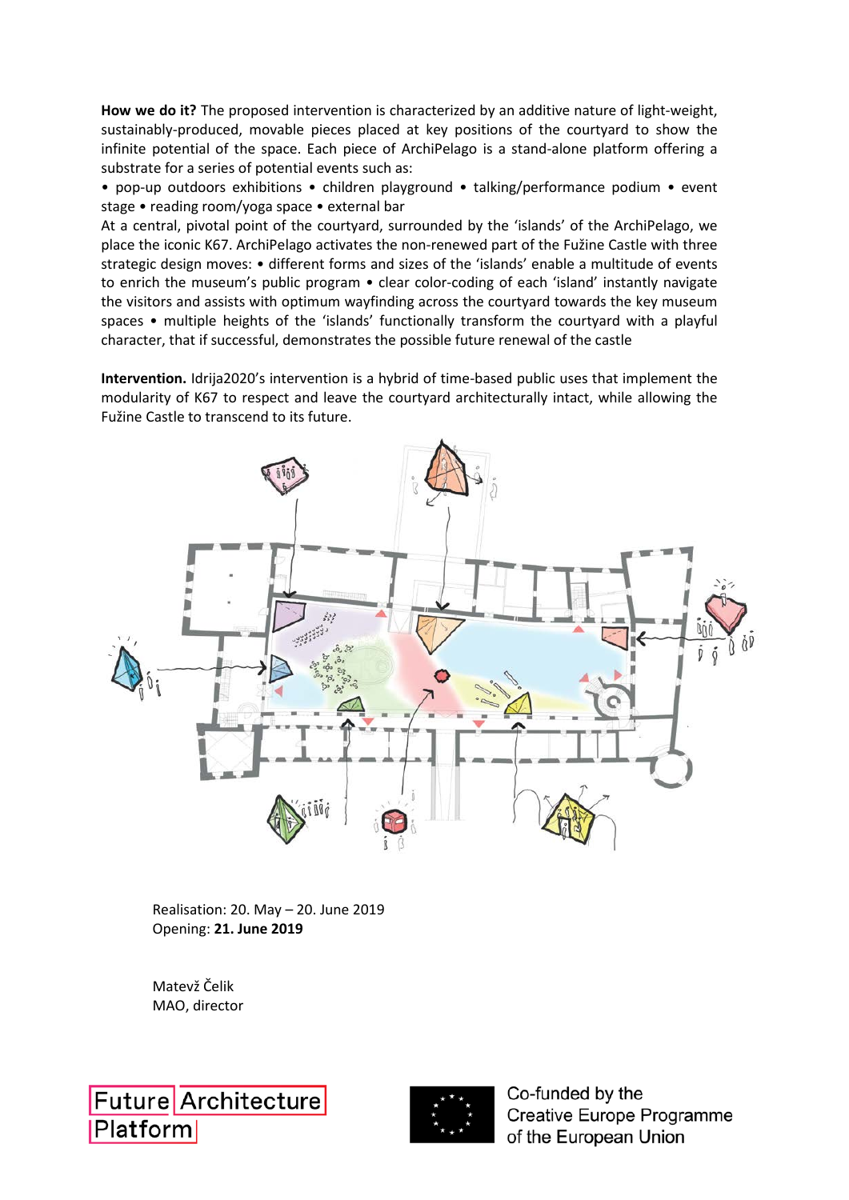**How we do it?** The proposed intervention is characterized by an additive nature of light-weight, sustainably-produced, movable pieces placed at key positions of the courtyard to show the infinite potential of the space. Each piece of ArchiPelago is a stand-alone platform offering a substrate for a series of potential events such as:

• pop-up outdoors exhibitions • children playground • talking/performance podium • event stage • reading room/yoga space • external bar

At a central, pivotal point of the courtyard, surrounded by the 'islands' of the ArchiPelago, we place the iconic K67. ArchiPelago activates the non-renewed part of the Fužine Castle with three strategic design moves: • different forms and sizes of the 'islands' enable a multitude of events to enrich the museum's public program • clear color-coding of each 'island' instantly navigate the visitors and assists with optimum wayfinding across the courtyard towards the key museum spaces • multiple heights of the 'islands' functionally transform the courtyard with a playful character, that if successful, demonstrates the possible future renewal of the castle

**Intervention.** Idrija2020's intervention is a hybrid of time-based public uses that implement the modularity of K67 to respect and leave the courtyard architecturally intact, while allowing the Fužine Castle to transcend to its future.

Realisation: 20. May – 20. June 2019
Opening: **21. June 2019**

Matevž Čelik
MAO, director

Future Architecture Platform

Co-funded by the Creative Europe Programme of the European Union